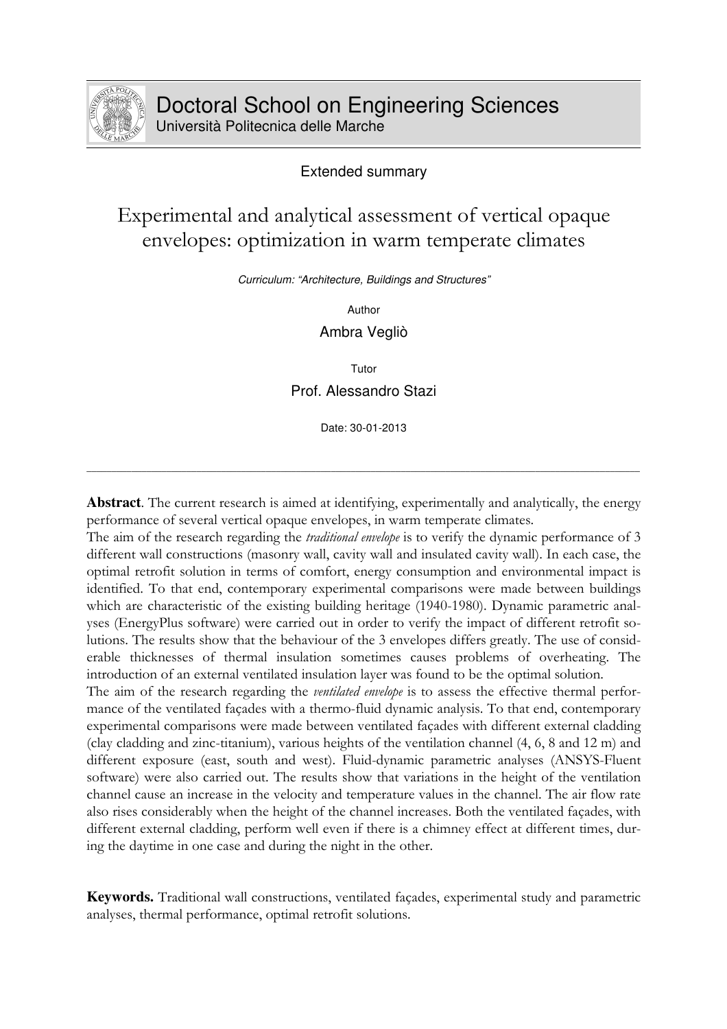# Doctoral School on Engineering Sciences

Università Politecnica delle Marche

Extended summary

## Experimental and analytical assessment of vertical opaque envelopes: optimization in warm temperate climates

*Curriculum: "Architecture, Buildings and Structures"*

Author

Ambra Vegliò

Tutor

Prof. Alessandro Stazi

Date: 30-01-2013

---

**Abstract**. The current research is aimed at identifying, experimentally and analytically, the energy performance of several vertical opaque envelopes, in warm temperate climates.

The aim of the research regarding the *traditional envelope* is to verify the dynamic performance of 3 different wall constructions (masonry wall, cavity wall and insulated cavity wall). In each case, the optimal retrofit solution in terms of comfort, energy consumption and environmental impact is identified. To that end, contemporary experimental comparisons were made between buildings which are characteristic of the existing building heritage (1940-1980). Dynamic parametric analyses (EnergyPlus software) were carried out in order to verify the impact of different retrofit solutions. The results show that the behaviour of the 3 envelopes differs greatly. The use of considerable thicknesses of thermal insulation sometimes causes problems of overheating. The introduction of an external ventilated insulation layer was found to be the optimal solution.

The aim of the research regarding the *ventilated envelope* is to assess the effective thermal performance of the ventilated façades with a thermo-fluid dynamic analysis. To that end, contemporary experimental comparisons were made between ventilated façades with different external cladding (clay cladding and zinc-titanium), various heights of the ventilation channel (4, 6, 8 and 12 m) and different exposure (east, south and west). Fluid-dynamic parametric analyses (ANSYS-Fluent software) were also carried out. The results show that variations in the height of the ventilation channel cause an increase in the velocity and temperature values in the channel. The air flow rate also rises considerably when the height of the channel increases. Both the ventilated façades, with different external cladding, perform well even if there is a chimney effect at different times, during the daytime in one case and during the night in the other.

**Keywords.** Traditional wall constructions, ventilated façades, experimental study and parametric analyses, thermal performance, optimal retrofit solutions.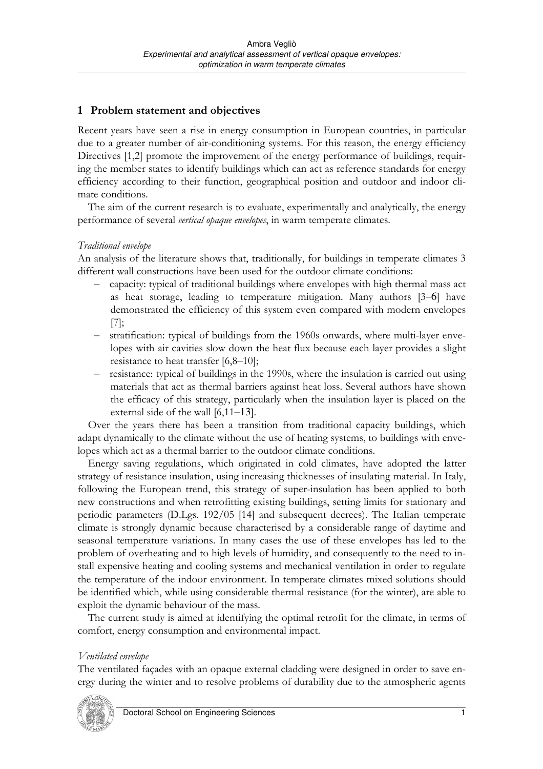# 1 Problem statement and objectives

Recent years have seen a rise in energy consumption in European countries, in particular due to a greater number of air-conditioning systems. For this reason, the energy efficiency Directives [1,2] promote the improvement of the energy performance of buildings, requiring the member states to identify buildings which can act as reference standards for energy efficiency according to their function, geographical position and outdoor and indoor climate conditions.

The aim of the current research is to evaluate, experimentally and analytically, the energy performance of several *vertical opaque envelopes*, in warm temperate climates.

*Traditional envelope*

An analysis of the literature shows that, traditionally, for buildings in temperate climates 3 different wall constructions have been used for the outdoor climate conditions:

- capacity: typical of traditional buildings where envelopes with high thermal mass act as heat storage, leading to temperature mitigation. Many authors [3–6] have demonstrated the efficiency of this system even compared with modern envelopes [7];
- stratification: typical of buildings from the 1960s onwards, where multi-layer envelopes with air cavities slow down the heat flux because each layer provides a slight resistance to heat transfer [6,8–10];
- resistance: typical of buildings in the 1990s, where the insulation is carried out using materials that act as thermal barriers against heat loss. Several authors have shown the efficacy of this strategy, particularly when the insulation layer is placed on the external side of the wall [6,11–13].

Over the years there has been a transition from traditional capacity buildings, which adapt dynamically to the climate without the use of heating systems, to buildings with envelopes which act as a thermal barrier to the outdoor climate conditions.

Energy saving regulations, which originated in cold climates, have adopted the latter strategy of resistance insulation, using increasing thicknesses of insulating material. In Italy, following the European trend, this strategy of super-insulation has been applied to both new constructions and when retrofitting existing buildings, setting limits for stationary and periodic parameters (D.Lgs. 192/05 [14] and subsequent decrees). The Italian temperate climate is strongly dynamic because characterised by a considerable range of daytime and seasonal temperature variations. In many cases the use of these envelopes has led to the problem of overheating and to high levels of humidity, and consequently to the need to install expensive heating and cooling systems and mechanical ventilation in order to regulate the temperature of the indoor environment. In temperate climates mixed solutions should be identified which, while using considerable thermal resistance (for the winter), are able to exploit the dynamic behaviour of the mass.

The current study is aimed at identifying the optimal retrofit for the climate, in terms of comfort, energy consumption and environmental impact.

*Ventilated envelope*

The ventilated façades with an opaque external cladding were designed in order to save energy during the winter and to resolve problems of durability due to the atmospheric agents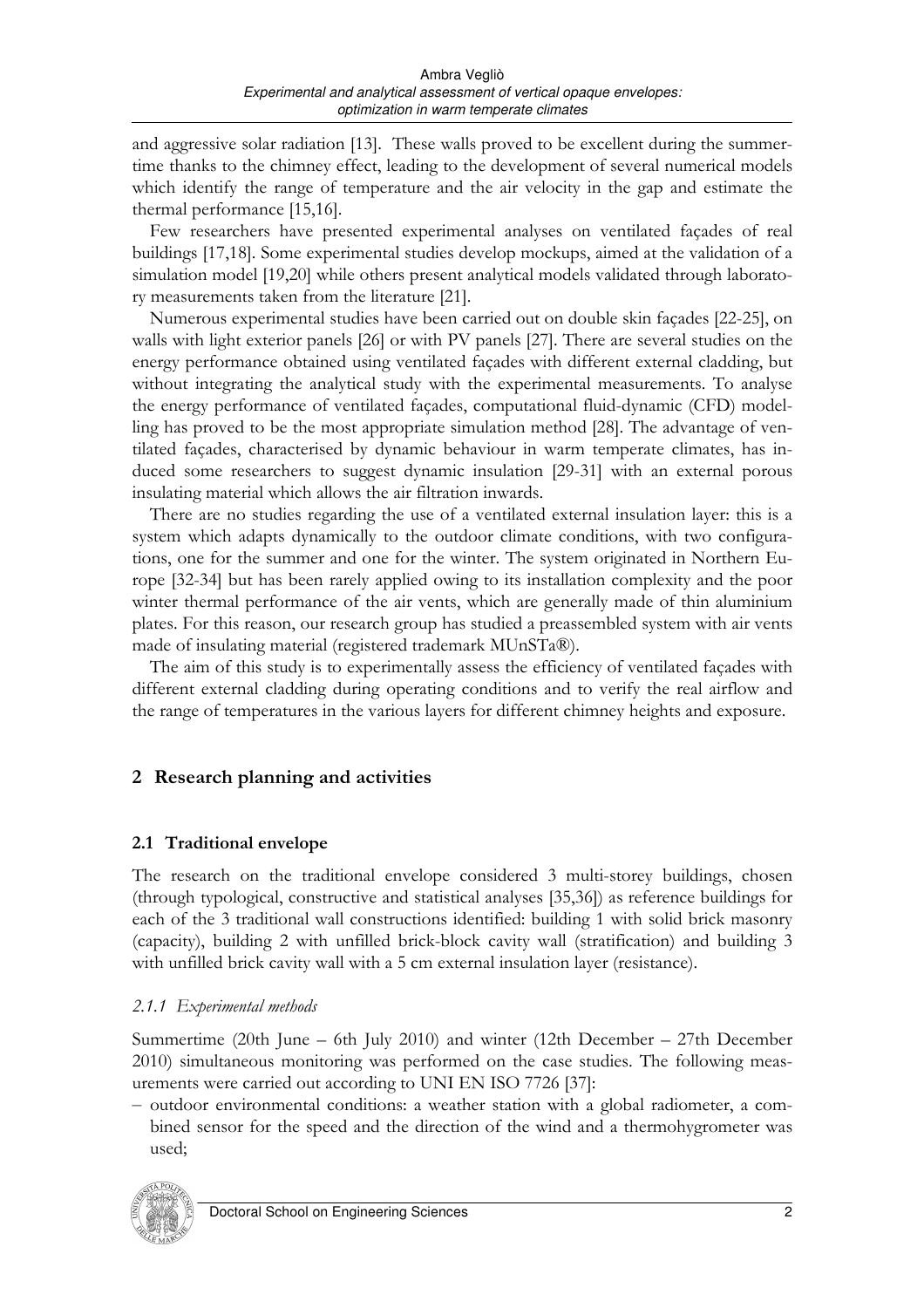and aggressive solar radiation [13]. These walls proved to be excellent during the summertime thanks to the chimney effect, leading to the development of several numerical models which identify the range of temperature and the air velocity in the gap and estimate the thermal performance [15,16].

Few researchers have presented experimental analyses on ventilated façades of real buildings [17,18]. Some experimental studies develop mockups, aimed at the validation of a simulation model [19,20] while others present analytical models validated through laboratory measurements taken from the literature [21].

Numerous experimental studies have been carried out on double skin façades [22-25], on walls with light exterior panels [26] or with PV panels [27]. There are several studies on the energy performance obtained using ventilated façades with different external cladding, but without integrating the analytical study with the experimental measurements. To analyse the energy performance of ventilated façades, computational fluid-dynamic (CFD) modelling has proved to be the most appropriate simulation method [28]. The advantage of ventilated façades, characterised by dynamic behaviour in warm temperate climates, has induced some researchers to suggest dynamic insulation [29-31] with an external porous insulating material which allows the air filtration inwards.

There are no studies regarding the use of a ventilated external insulation layer: this is a system which adapts dynamically to the outdoor climate conditions, with two configurations, one for the summer and one for the winter. The system originated in Northern Europe [32-34] but has been rarely applied owing to its installation complexity and the poor winter thermal performance of the air vents, which are generally made of thin aluminium plates. For this reason, our research group has studied a preassembled system with air vents made of insulating material (registered trademark MUnSTa®).

The aim of this study is to experimentally assess the efficiency of ventilated façades with different external cladding during operating conditions and to verify the real airflow and the range of temperatures in the various layers for different chimney heights and exposure.

## 2 Research planning and activities

### 2.1 Traditional envelope

The research on the traditional envelope considered 3 multi-storey buildings, chosen (through typological, constructive and statistical analyses [35,36]) as reference buildings for each of the 3 traditional wall constructions identified: building 1 with solid brick masonry (capacity), building 2 with unfilled brick-block cavity wall (stratification) and building 3 with unfilled brick cavity wall with a 5 cm external insulation layer (resistance).

#### *2.1.1 Experimental methods*

Summertime (20th June – 6th July 2010) and winter (12th December – 27th December 2010) simultaneous monitoring was performed on the case studies. The following measurements were carried out according to UNI EN ISO 7726 [37]:

– outdoor environmental conditions: a weather station with a global radiometer, a combined sensor for the speed and the direction of the wind and a thermohygrometer was used;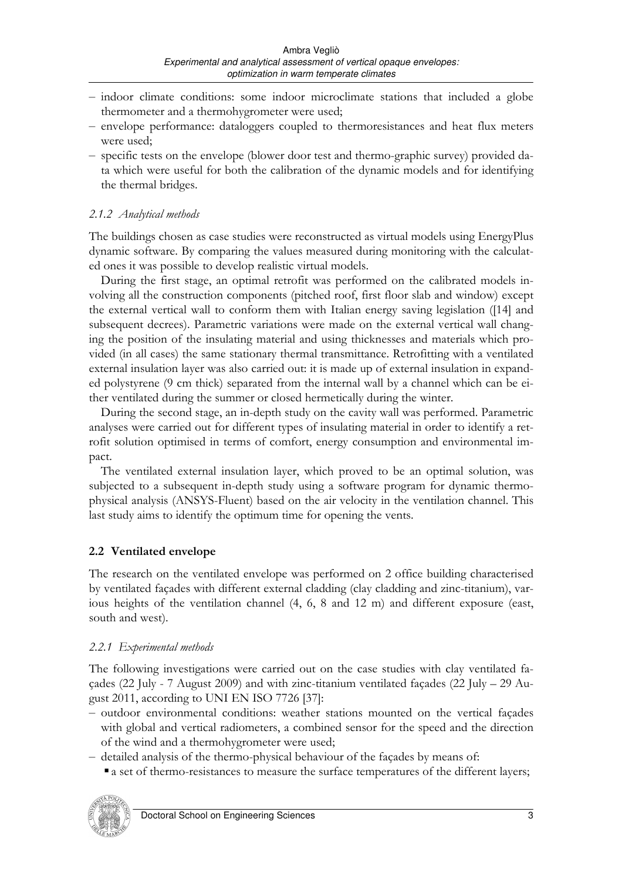- indoor climate conditions: some indoor microclimate stations that included a globe thermometer and a thermohygrometer were used;
- envelope performance: dataloggers coupled to thermoresistances and heat flux meters were used;
- specific tests on the envelope (blower door test and thermo-graphic survey) provided data which were useful for both the calibration of the dynamic models and for identifying the thermal bridges.

#### *2.1.2 Analytical methods*

The buildings chosen as case studies were reconstructed as virtual models using EnergyPlus dynamic software. By comparing the values measured during monitoring with the calculated ones it was possible to develop realistic virtual models.

During the first stage, an optimal retrofit was performed on the calibrated models involving all the construction components (pitched roof, first floor slab and window) except the external vertical wall to conform them with Italian energy saving legislation ([14] and subsequent decrees). Parametric variations were made on the external vertical wall changing the position of the insulating material and using thicknesses and materials which provided (in all cases) the same stationary thermal transmittance. Retrofitting with a ventilated external insulation layer was also carried out: it is made up of external insulation in expanded polystyrene (9 cm thick) separated from the internal wall by a channel which can be either ventilated during the summer or closed hermetically during the winter.

During the second stage, an in-depth study on the cavity wall was performed. Parametric analyses were carried out for different types of insulating material in order to identify a retrofit solution optimised in terms of comfort, energy consumption and environmental impact.

The ventilated external insulation layer, which proved to be an optimal solution, was subjected to a subsequent in-depth study using a software program for dynamic thermophysical analysis (ANSYS-Fluent) based on the air velocity in the ventilation channel. This last study aims to identify the optimum time for opening the vents.

### **2.2 Ventilated envelope**

The research on the ventilated envelope was performed on 2 office building characterised by ventilated façades with different external cladding (clay cladding and zinc-titanium), various heights of the ventilation channel (4, 6, 8 and 12 m) and different exposure (east, south and west).

#### *2.2.1 Experimental methods*

The following investigations were carried out on the case studies with clay ventilated façades (22 July - 7 August 2009) and with zinc-titanium ventilated façades (22 July – 29 August 2011, according to UNI EN ISO 7726 [37]:

- outdoor environmental conditions: weather stations mounted on the vertical façades with global and vertical radiometers, a combined sensor for the speed and the direction of the wind and a thermohygrometer were used;
- detailed analysis of the thermo-physical behaviour of the façades by means of:
  - a set of thermo-resistances to measure the surface temperatures of the different layers;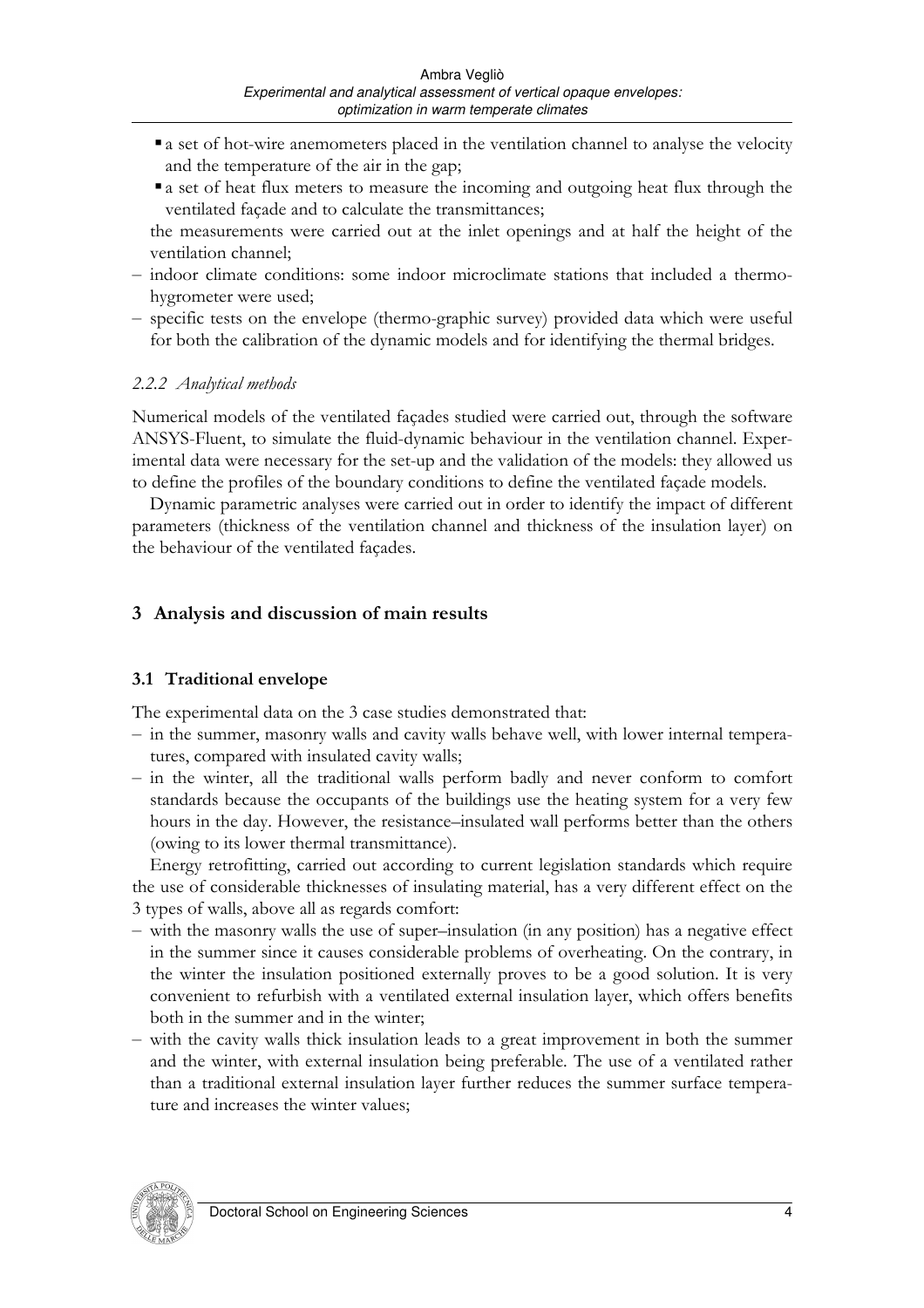- a set of hot-wire anemometers placed in the ventilation channel to analyse the velocity and the temperature of the air in the gap;
- a set of heat flux meters to measure the incoming and outgoing heat flux through the ventilated façade and to calculate the transmittances;

the measurements were carried out at the inlet openings and at half the height of the ventilation channel;

- indoor climate conditions: some indoor microclimate stations that included a thermo-hygrometer were used;
- specific tests on the envelope (thermo-graphic survey) provided data which were useful for both the calibration of the dynamic models and for identifying the thermal bridges.

#### *2.2.2 Analytical methods*

Numerical models of the ventilated façades studied were carried out, through the software ANSYS-Fluent, to simulate the fluid-dynamic behaviour in the ventilation channel. Experimental data were necessary for the set-up and the validation of the models: they allowed us to define the profiles of the boundary conditions to define the ventilated façade models.

Dynamic parametric analyses were carried out in order to identify the impact of different parameters (thickness of the ventilation channel and thickness of the insulation layer) on the behaviour of the ventilated façades.

## 3 Analysis and discussion of main results

### 3.1 Traditional envelope

The experimental data on the 3 case studies demonstrated that:

- in the summer, masonry walls and cavity walls behave well, with lower internal temperatures, compared with insulated cavity walls;
- in the winter, all the traditional walls perform badly and never conform to comfort standards because the occupants of the buildings use the heating system for a very few hours in the day. However, the resistance–insulated wall performs better than the others (owing to its lower thermal transmittance).

Energy retrofitting, carried out according to current legislation standards which require the use of considerable thicknesses of insulating material, has a very different effect on the 3 types of walls, above all as regards comfort:

- with the masonry walls the use of super–insulation (in any position) has a negative effect in the summer since it causes considerable problems of overheating. On the contrary, in the winter the insulation positioned externally proves to be a good solution. It is very convenient to refurbish with a ventilated external insulation layer, which offers benefits both in the summer and in the winter;
- with the cavity walls thick insulation leads to a great improvement in both the summer and the winter, with external insulation being preferable. The use of a ventilated rather than a traditional external insulation layer further reduces the summer surface temperature and increases the winter values;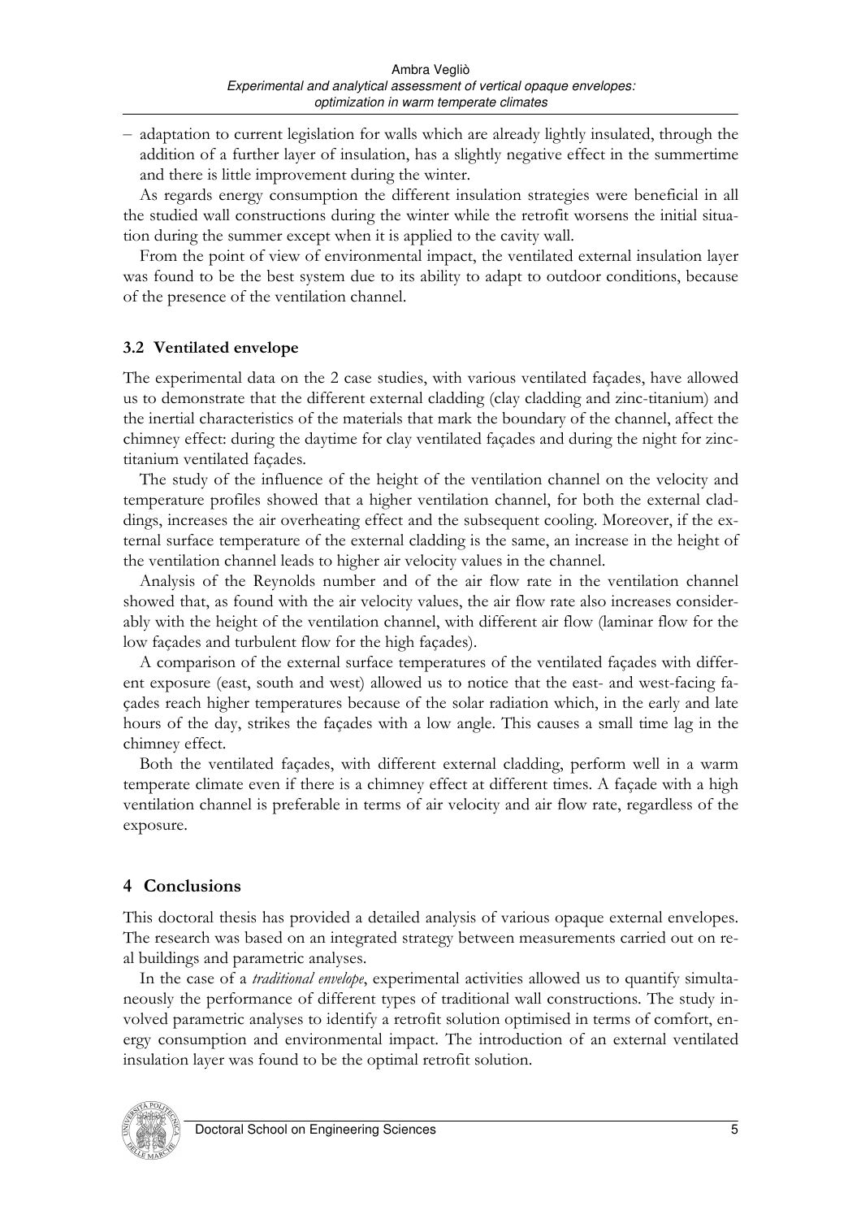– adaptation to current legislation for walls which are already lightly insulated, through the addition of a further layer of insulation, has a slightly negative effect in the summertime and there is little improvement during the winter.

As regards energy consumption the different insulation strategies were beneficial in all the studied wall constructions during the winter while the retrofit worsens the initial situation during the summer except when it is applied to the cavity wall.

From the point of view of environmental impact, the ventilated external insulation layer was found to be the best system due to its ability to adapt to outdoor conditions, because of the presence of the ventilation channel.

### 3.2 Ventilated envelope

The experimental data on the 2 case studies, with various ventilated façades, have allowed us to demonstrate that the different external cladding (clay cladding and zinc-titanium) and the inertial characteristics of the materials that mark the boundary of the channel, affect the chimney effect: during the daytime for clay ventilated façades and during the night for zinc-titanium ventilated façades.

The study of the influence of the height of the ventilation channel on the velocity and temperature profiles showed that a higher ventilation channel, for both the external claddings, increases the air overheating effect and the subsequent cooling. Moreover, if the external surface temperature of the external cladding is the same, an increase in the height of the ventilation channel leads to higher air velocity values in the channel.

Analysis of the Reynolds number and of the air flow rate in the ventilation channel showed that, as found with the air velocity values, the air flow rate also increases considerably with the height of the ventilation channel, with different air flow (laminar flow for the low façades and turbulent flow for the high façades).

A comparison of the external surface temperatures of the ventilated façades with different exposure (east, south and west) allowed us to notice that the east- and west-facing façades reach higher temperatures because of the solar radiation which, in the early and late hours of the day, strikes the façades with a low angle. This causes a small time lag in the chimney effect.

Both the ventilated façades, with different external cladding, perform well in a warm temperate climate even if there is a chimney effect at different times. A façade with a high ventilation channel is preferable in terms of air velocity and air flow rate, regardless of the exposure.

## 4 Conclusions

This doctoral thesis has provided a detailed analysis of various opaque external envelopes. The research was based on an integrated strategy between measurements carried out on real buildings and parametric analyses.

In the case of a *traditional envelope*, experimental activities allowed us to quantify simultaneously the performance of different types of traditional wall constructions. The study involved parametric analyses to identify a retrofit solution optimised in terms of comfort, energy consumption and environmental impact. The introduction of an external ventilated insulation layer was found to be the optimal retrofit solution.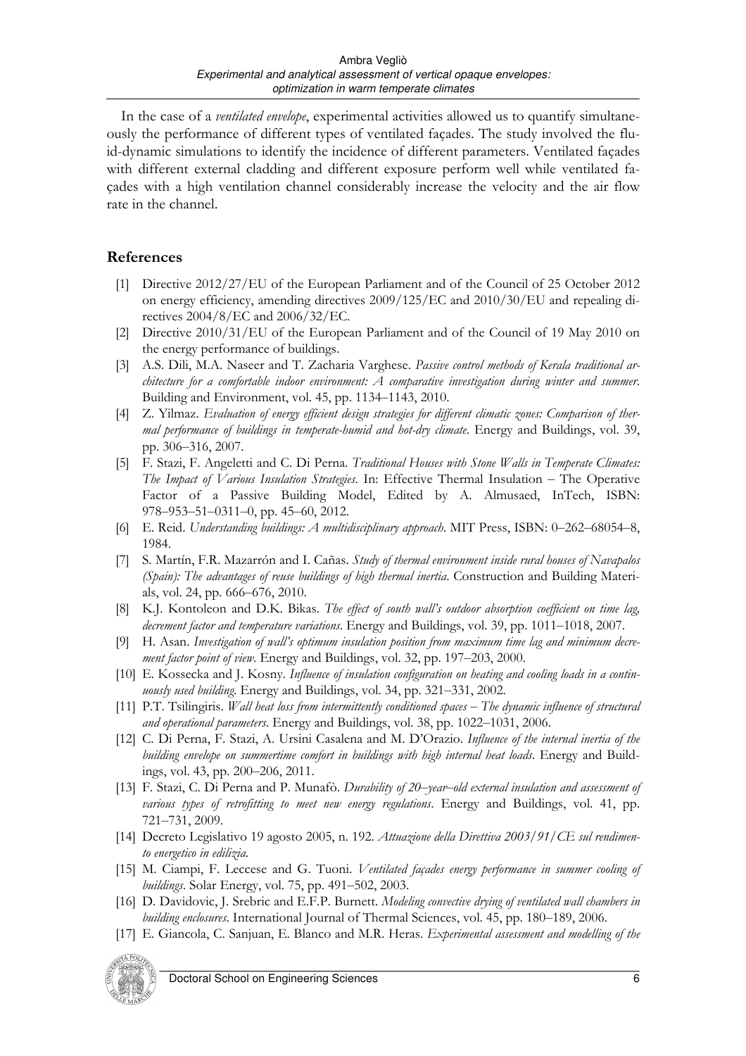In the case of a *ventilated envelope*, experimental activities allowed us to quantify simultaneously the performance of different types of ventilated façades. The study involved the fluid-dynamic simulations to identify the incidence of different parameters. Ventilated façades with different external cladding and different exposure perform well while ventilated façades with a high ventilation channel considerably increase the velocity and the air flow rate in the channel.

## References

[1] Directive 2012/27/EU of the European Parliament and of the Council of 25 October 2012 on energy efficiency, amending directives 2009/125/EC and 2010/30/EU and repealing directives 2004/8/EC and 2006/32/EC.

[2] Directive 2010/31/EU of the European Parliament and of the Council of 19 May 2010 on the energy performance of buildings.

[3] A.S. Dili, M.A. Naseer and T. Zacharia Varghese. *Passive control methods of Kerala traditional architecture for a comfortable indoor environment: A comparative investigation during winter and summer*. Building and Environment, vol. 45, pp. 1134–1143, 2010.

[4] Z. Yilmaz. *Evaluation of energy efficient design strategies for different climatic zones: Comparison of thermal performance of buildings in temperate-humid and hot-dry climate*. Energy and Buildings, vol. 39, pp. 306–316, 2007.

[5] F. Stazi, F. Angeletti and C. Di Perna. *Traditional Houses with Stone Walls in Temperate Climates: The Impact of Various Insulation Strategies*. In: Effective Thermal Insulation – The Operative Factor of a Passive Building Model, Edited by A. Almusaed, InTech, ISBN: 978–953–51–0311–0, pp. 45–60, 2012.

[6] E. Reid. *Understanding buildings: A multidisciplinary approach*. MIT Press, ISBN: 0–262–68054–8, 1984.

[7] S. Martín, F.R. Mazarrón and I. Cañas. *Study of thermal environment inside rural houses of Navapalos (Spain): The advantages of reuse buildings of high thermal inertia*. Construction and Building Materials, vol. 24, pp. 666–676, 2010.

[8] K.J. Kontoleon and D.K. Bikas. *The effect of south wall's outdoor absorption coefficient on time lag, decrement factor and temperature variations*. Energy and Buildings, vol. 39, pp. 1011–1018, 2007.

[9] H. Asan. *Investigation of wall's optimum insulation position from maximum time lag and minimum decrement factor point of view*. Energy and Buildings, vol. 32, pp. 197–203, 2000.

[10] E. Kossecka and J. Kosny. *Influence of insulation configuration on heating and cooling loads in a continuously used building*. Energy and Buildings, vol. 34, pp. 321–331, 2002.

[11] P.T. Tsilingiris. *Wall heat loss from intermittently conditioned spaces – The dynamic influence of structural and operational parameters*. Energy and Buildings, vol. 38, pp. 1022–1031, 2006.

[12] C. Di Perna, F. Stazi, A. Ursini Casalena and M. D'Orazio. *Influence of the internal inertia of the building envelope on summertime comfort in buildings with high internal heat loads*. Energy and Buildings, vol. 43, pp. 200–206, 2011.

[13] F. Stazi, C. Di Perna and P. Munafò. *Durability of 20–year–old external insulation and assessment of various types of retrofitting to meet new energy regulations*. Energy and Buildings, vol. 41, pp. 721–731, 2009.

[14] Decreto Legislativo 19 agosto 2005, n. 192. *Attuazione della Direttiva 2003/91/CE sul rendimento energetico in edilizia.*

[15] M. Ciampi, F. Leccese and G. Tuoni. *Ventilated façades energy performance in summer cooling of buildings*. Solar Energy, vol. 75, pp. 491–502, 2003.

[16] D. Davidovic, J. Srebric and E.F.P. Burnett. *Modeling convective drying of ventilated wall chambers in building enclosures*. International Journal of Thermal Sciences, vol. 45, pp. 180–189, 2006.

[17] E. Giancola, C. Sanjuan, E. Blanco and M.R. Heras. *Experimental assessment and modelling of the*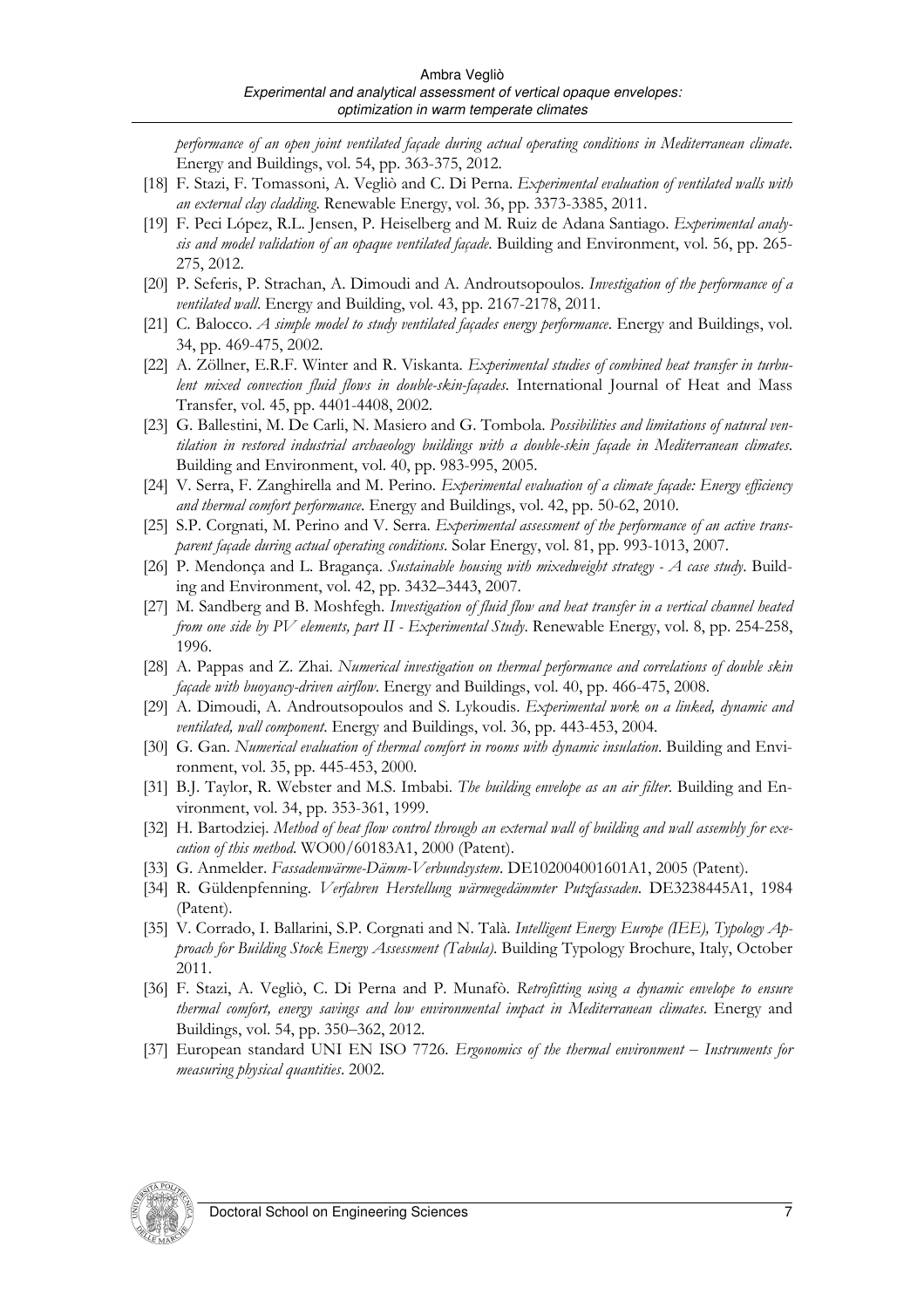*performance of an open joint ventilated façade during actual operating conditions in Mediterranean climate*. Energy and Buildings, vol. 54, pp. 363-375, 2012.

[18] F. Stazi, F. Tomassoni, A. Vegliò and C. Di Perna. *Experimental evaluation of ventilated walls with an external clay cladding*. Renewable Energy, vol. 36, pp. 3373-3385, 2011.

[19] F. Peci López, R.L. Jensen, P. Heiselberg and M. Ruiz de Adana Santiago. *Experimental analysis and model validation of an opaque ventilated façade*. Building and Environment, vol. 56, pp. 265-275, 2012.

[20] P. Seferis, P. Strachan, A. Dimoudi and A. Androutsopoulos. *Investigation of the performance of a ventilated wall*. Energy and Building, vol. 43, pp. 2167-2178, 2011.

[21] C. Balocco. *A simple model to study ventilated façades energy performance*. Energy and Buildings, vol. 34, pp. 469-475, 2002.

[22] A. Zöllner, E.R.F. Winter and R. Viskanta. *Experimental studies of combined heat transfer in turbulent mixed convection fluid flows in double-skin-façades*. International Journal of Heat and Mass Transfer, vol. 45, pp. 4401-4408, 2002.

[23] G. Ballestini, M. De Carli, N. Masiero and G. Tombola. *Possibilities and limitations of natural ventilation in restored industrial archaeology buildings with a double-skin façade in Mediterranean climates*. Building and Environment, vol. 40, pp. 983-995, 2005.

[24] V. Serra, F. Zanghirella and M. Perino. *Experimental evaluation of a climate façade: Energy efficiency and thermal comfort performance*. Energy and Buildings, vol. 42, pp. 50-62, 2010.

[25] S.P. Corgnati, M. Perino and V. Serra. *Experimental assessment of the performance of an active transparent façade during actual operating conditions*. Solar Energy, vol. 81, pp. 993-1013, 2007.

[26] P. Mendonça and L. Bragança. *Sustainable housing with mixedweight strategy - A case study*. Building and Environment, vol. 42, pp. 3432–3443, 2007.

[27] M. Sandberg and B. Moshfegh. *Investigation of fluid flow and heat transfer in a vertical channel heated from one side by PV elements, part II - Experimental Study*. Renewable Energy, vol. 8, pp. 254-258, 1996.

[28] A. Pappas and Z. Zhai. *Numerical investigation on thermal performance and correlations of double skin façade with buoyancy-driven airflow*. Energy and Buildings, vol. 40, pp. 466-475, 2008.

[29] A. Dimoudi, A. Androutsopoulos and S. Lykoudis. *Experimental work on a linked, dynamic and ventilated, wall component*. Energy and Buildings, vol. 36, pp. 443-453, 2004.

[30] G. Gan. *Numerical evaluation of thermal comfort in rooms with dynamic insulation*. Building and Environment, vol. 35, pp. 445-453, 2000.

[31] B.J. Taylor, R. Webster and M.S. Imbabi. *The building envelope as an air filter*. Building and Environment, vol. 34, pp. 353-361, 1999.

[32] H. Bartodziej. *Method of heat flow control through an external wall of building and wall assembly for execution of this method*. WO00/60183A1, 2000 (Patent).

[33] G. Anmelder. *Fassadenwärme-Dämm-Verbundsystem*. DE102004001601A1, 2005 (Patent).

[34] R. Güldenpfenning. *Verfahren Herstellung wärmegedämmter Putzfassaden*. DE3238445A1, 1984 (Patent).

[35] V. Corrado, I. Ballarini, S.P. Corgnati and N. Talà. *Intelligent Energy Europe (IEE), Typology Approach for Building Stock Energy Assessment (Tabula)*. Building Typology Brochure, Italy, October 2011.

[36] F. Stazi, A. Vegliò, C. Di Perna and P. Munafò. *Retrofitting using a dynamic envelope to ensure thermal comfort, energy savings and low environmental impact in Mediterranean climates*. Energy and Buildings, vol. 54, pp. 350–362, 2012.

[37] European standard UNI EN ISO 7726. *Ergonomics of the thermal environment – Instruments for measuring physical quantities*. 2002.